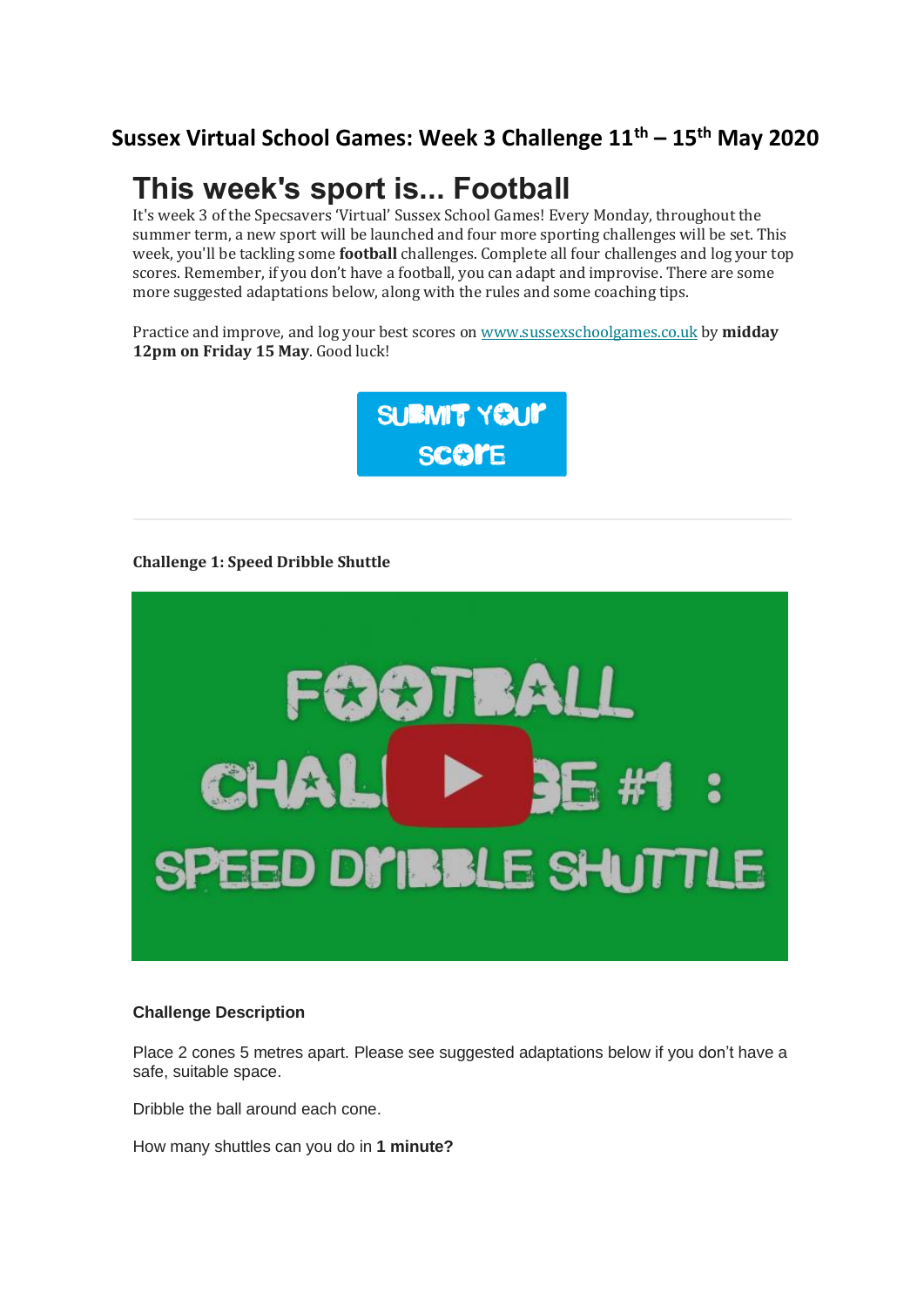## Sussex Virtual School Games: Week 3 Challenge 11th – 15th May 2020

# This week's sport is... Football

It's week 3 of the Specsavers 'Virtual' Sussex School Games! Every Monday, throughout the summer term, a new sport will be launched and four more sporting challenges will be set. This week, you'll be tackling some **football** challenges. Complete all four challenges and log your top scores. Remember, if you don't have a football, you can adapt and improvise. There are some more suggested adaptations below, along with the rules and some coaching tips.

Practice and improve, and log your best scores on www.sussexschoolgames.co.uk by **midday 12pm on Friday 15 May**. Good luck!

SUBMIT YOUR SCORE

---

**Challenge 1: Speed Dribble Shuttle**

FOOTBALL CHALLENGE #1 : SPEED DRIBBLE SHUTTLE

**Challenge Description**

Place 2 cones 5 metres apart. Please see suggested adaptations below if you don't have a safe, suitable space.

Dribble the ball around each cone.

How many shuttles can you do in **1 minute?**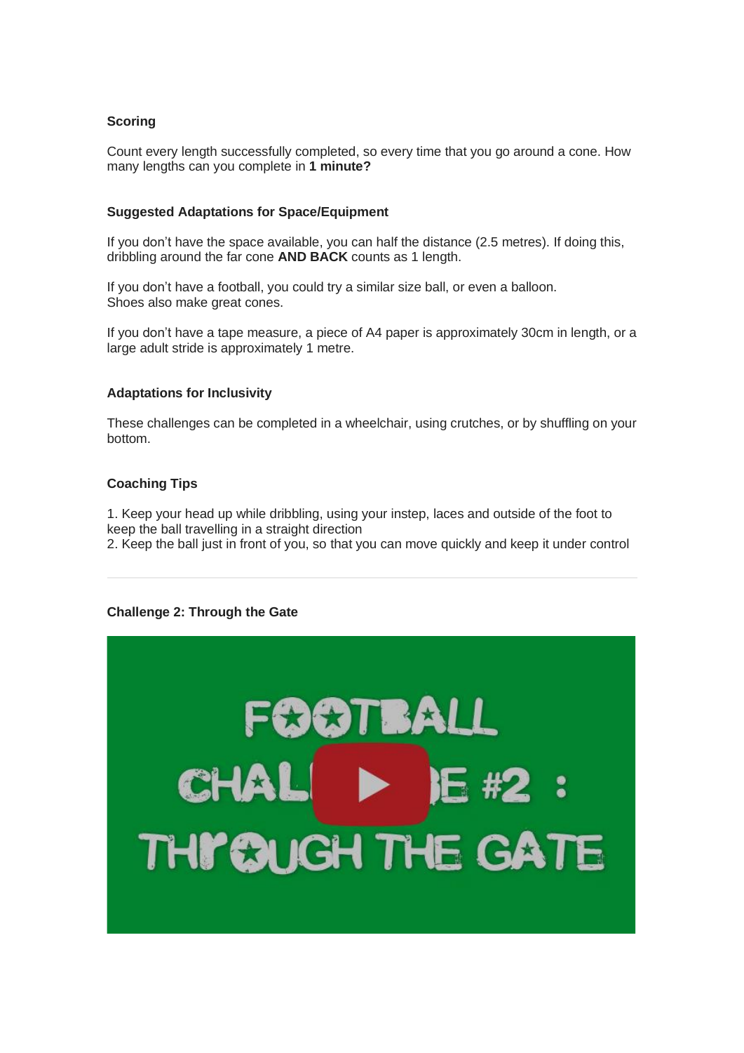**Scoring**

Count every length successfully completed, so every time that you go around a cone. How many lengths can you complete in **1 minute?**

**Suggested Adaptations for Space/Equipment**

If you don't have the space available, you can half the distance (2.5 metres). If doing this, dribbling around the far cone **AND BACK** counts as 1 length.

If you don't have a football, you could try a similar size ball, or even a balloon.
Shoes also make great cones.

If you don't have a tape measure, a piece of A4 paper is approximately 30cm in length, or a large adult stride is approximately 1 metre.

**Adaptations for Inclusivity**

These challenges can be completed in a wheelchair, using crutches, or by shuffling on your bottom.

**Coaching Tips**

1. Keep your head up while dribbling, using your instep, laces and outside of the foot to keep the ball travelling in a straight direction
2. Keep the ball just in front of you, so that you can move quickly and keep it under control

---

**Challenge 2: Through the Gate**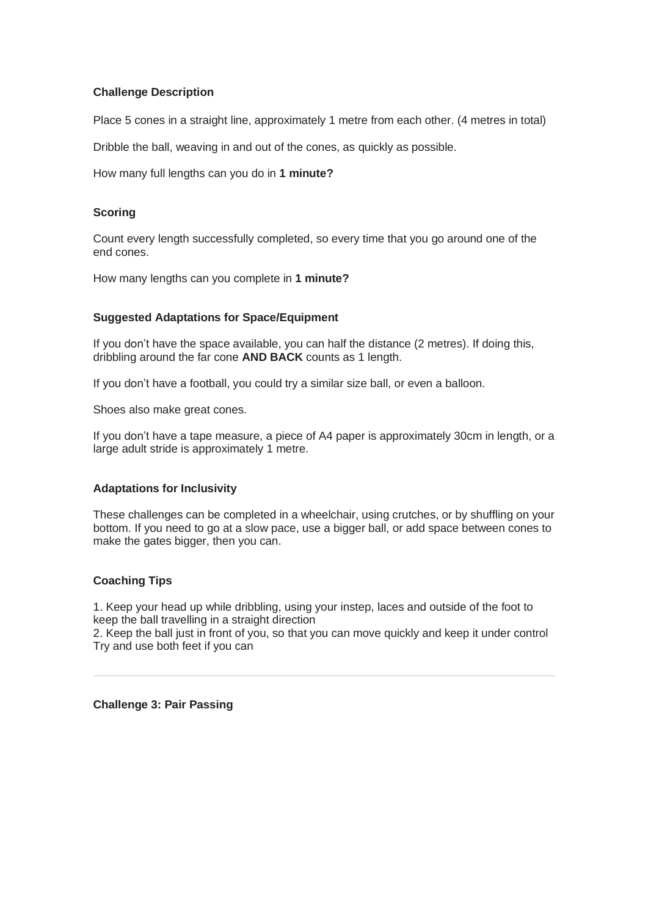**Challenge Description**

Place 5 cones in a straight line, approximately 1 metre from each other. (4 metres in total)

Dribble the ball, weaving in and out of the cones, as quickly as possible.

How many full lengths can you do in **1 minute?**

**Scoring**

Count every length successfully completed, so every time that you go around one of the end cones.

How many lengths can you complete in **1 minute?**

**Suggested Adaptations for Space/Equipment**

If you don't have the space available, you can half the distance (2 metres). If doing this, dribbling around the far cone **AND BACK** counts as 1 length.

If you don't have a football, you could try a similar size ball, or even a balloon.

Shoes also make great cones.

If you don't have a tape measure, a piece of A4 paper is approximately 30cm in length, or a large adult stride is approximately 1 metre.

**Adaptations for Inclusivity**

These challenges can be completed in a wheelchair, using crutches, or by shuffling on your bottom. If you need to go at a slow pace, use a bigger ball, or add space between cones to make the gates bigger, then you can.

**Coaching Tips**

1. Keep your head up while dribbling, using your instep, laces and outside of the foot to keep the ball travelling in a straight direction
2. Keep the ball just in front of you, so that you can move quickly and keep it under control
Try and use both feet if you can

---

**Challenge 3: Pair Passing**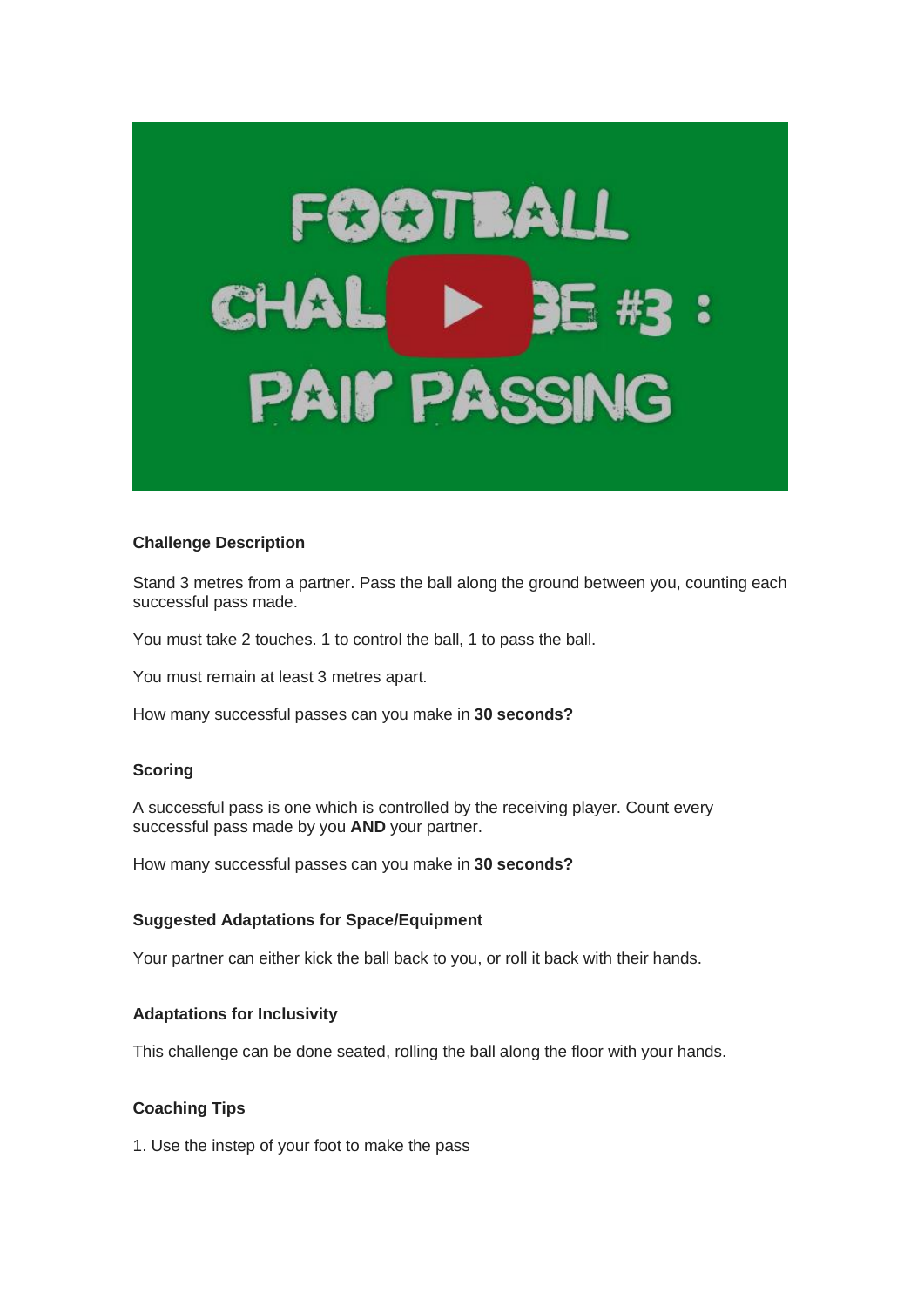**Challenge Description**

Stand 3 metres from a partner. Pass the ball along the ground between you, counting each successful pass made.

You must take 2 touches. 1 to control the ball, 1 to pass the ball.

You must remain at least 3 metres apart.

How many successful passes can you make in **30 seconds?**

**Scoring**

A successful pass is one which is controlled by the receiving player. Count every successful pass made by you **AND** your partner.

How many successful passes can you make in **30 seconds?**

**Suggested Adaptations for Space/Equipment**

Your partner can either kick the ball back to you, or roll it back with their hands.

**Adaptations for Inclusivity**

This challenge can be done seated, rolling the ball along the floor with your hands.

**Coaching Tips**

1. Use the instep of your foot to make the pass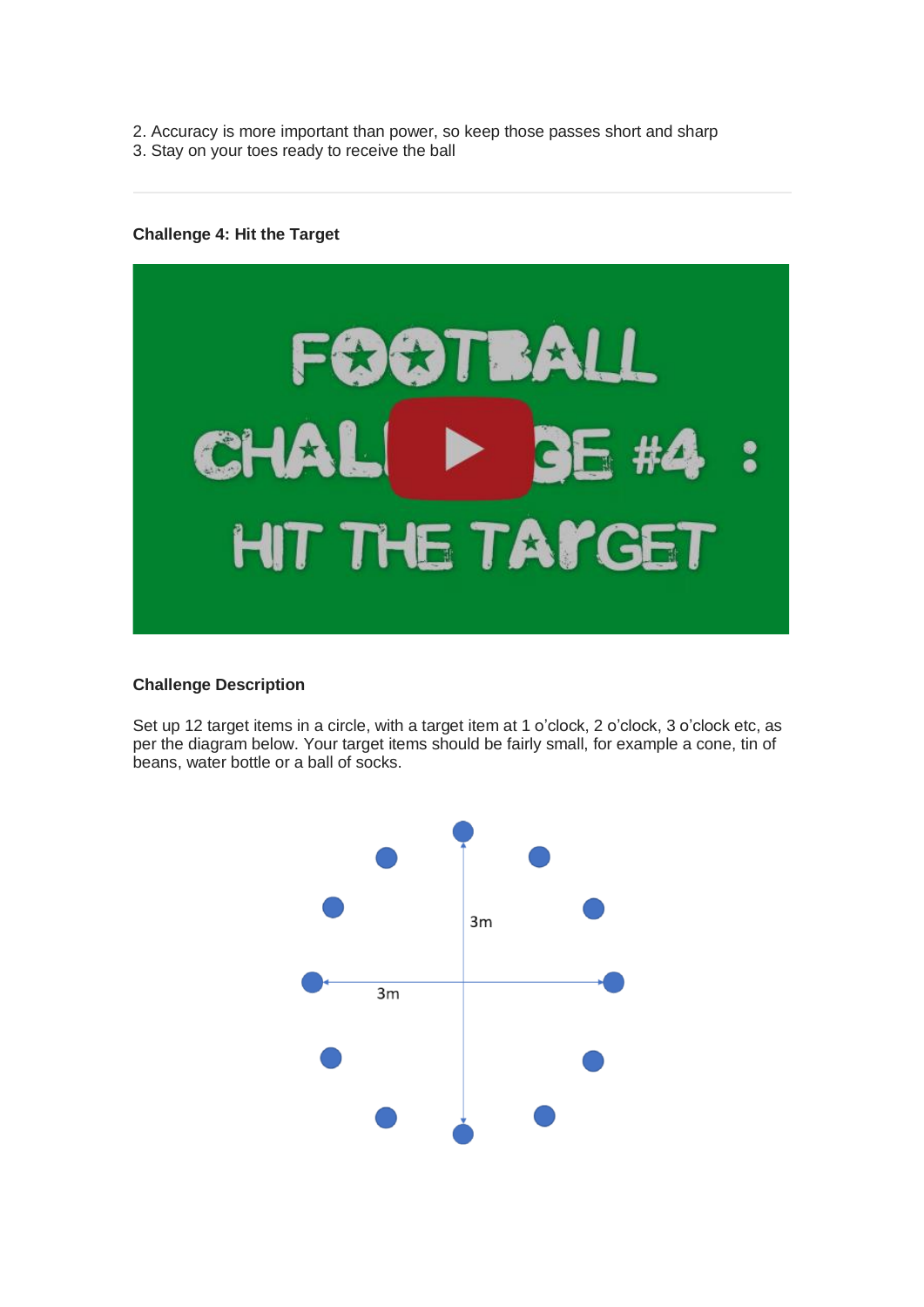2. Accuracy is more important than power, so keep those passes short and sharp
3. Stay on your toes ready to receive the ball

---

**Challenge 4: Hit the Target**

**Challenge Description**

Set up 12 target items in a circle, with a target item at 1 o'clock, 2 o'clock, 3 o'clock etc, as per the diagram below. Your target items should be fairly small, for example a cone, tin of beans, water bottle or a ball of socks.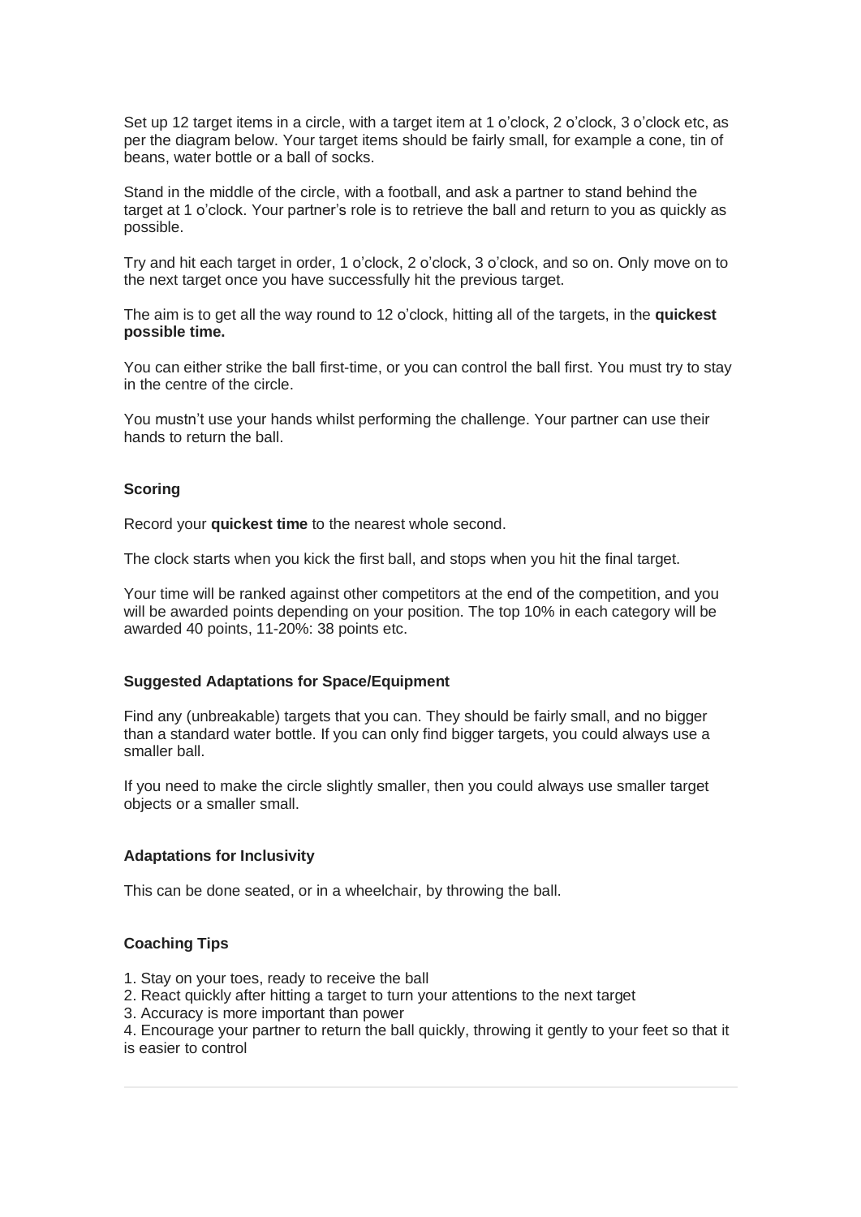Set up 12 target items in a circle, with a target item at 1 o'clock, 2 o'clock, 3 o'clock etc, as per the diagram below. Your target items should be fairly small, for example a cone, tin of beans, water bottle or a ball of socks.

Stand in the middle of the circle, with a football, and ask a partner to stand behind the target at 1 o'clock. Your partner's role is to retrieve the ball and return to you as quickly as possible.

Try and hit each target in order, 1 o'clock, 2 o'clock, 3 o'clock, and so on. Only move on to the next target once you have successfully hit the previous target.

The aim is to get all the way round to 12 o'clock, hitting all of the targets, in the **quickest possible time.**

You can either strike the ball first-time, or you can control the ball first. You must try to stay in the centre of the circle.

You mustn't use your hands whilst performing the challenge. Your partner can use their hands to return the ball.

### Scoring

Record your **quickest time** to the nearest whole second.

The clock starts when you kick the first ball, and stops when you hit the final target.

Your time will be ranked against other competitors at the end of the competition, and you will be awarded points depending on your position. The top 10% in each category will be awarded 40 points, 11-20%: 38 points etc.

### Suggested Adaptations for Space/Equipment

Find any (unbreakable) targets that you can. They should be fairly small, and no bigger than a standard water bottle. If you can only find bigger targets, you could always use a smaller ball.

If you need to make the circle slightly smaller, then you could always use smaller target objects or a smaller small.

### Adaptations for Inclusivity

This can be done seated, or in a wheelchair, by throwing the ball.

### Coaching Tips

1. Stay on your toes, ready to receive the ball
2. React quickly after hitting a target to turn your attentions to the next target
3. Accuracy is more important than power
4. Encourage your partner to return the ball quickly, throwing it gently to your feet so that it is easier to control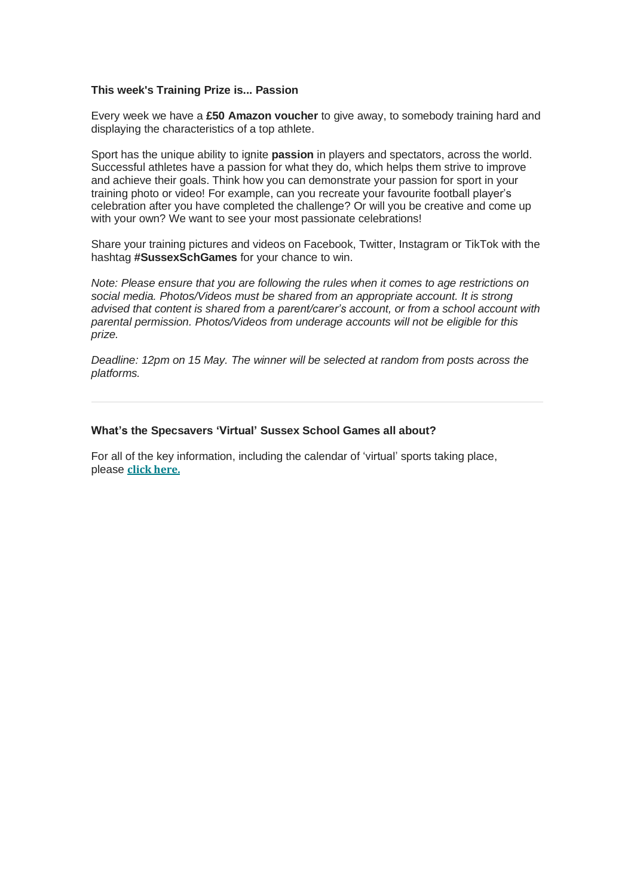### This week's Training Prize is... Passion

Every week we have a **£50 Amazon voucher** to give away, to somebody training hard and displaying the characteristics of a top athlete.

Sport has the unique ability to ignite **passion** in players and spectators, across the world. Successful athletes have a passion for what they do, which helps them strive to improve and achieve their goals. Think how you can demonstrate your passion for sport in your training photo or video! For example, can you recreate your favourite football player's celebration after you have completed the challenge? Or will you be creative and come up with your own? We want to see your most passionate celebrations!

Share your training pictures and videos on Facebook, Twitter, Instagram or TikTok with the hashtag **#SussexSchGames** for your chance to win.

*Note: Please ensure that you are following the rules when it comes to age restrictions on social media. Photos/Videos must be shared from an appropriate account. It is strong advised that content is shared from a parent/carer's account, or from a school account with parental permission. Photos/Videos from underage accounts will not be eligible for this prize.*

*Deadline: 12pm on 15 May. The winner will be selected at random from posts across the platforms.*

---

### What's the Specsavers 'Virtual' Sussex School Games all about?

For all of the key information, including the calendar of 'virtual' sports taking place, please **click here.**